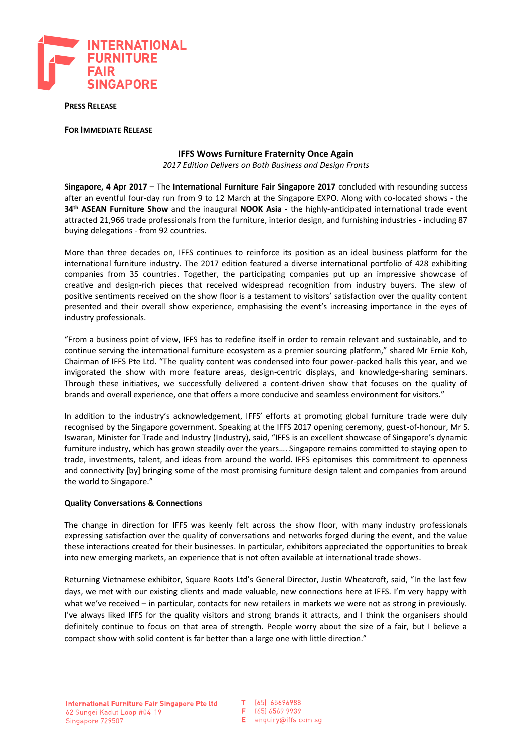**INTERNATIONAL FURNITURE FAIR SINGAPORE**

**PRESS RELEASE**

**FOR IMMEDIATE RELEASE**

## IFFS Wows Furniture Fraternity Once Again

*2017 Edition Delivers on Both Business and Design Fronts*

**Singapore, 4 Apr 2017** – The **International Furniture Fair Singapore 2017** concluded with resounding success after an eventful four-day run from 9 to 12 March at the Singapore EXPO. Along with co-located shows - the **34th ASEAN Furniture Show** and the inaugural **NOOK Asia** - the highly-anticipated international trade event attracted 21,966 trade professionals from the furniture, interior design, and furnishing industries - including 87 buying delegations - from 92 countries.

More than three decades on, IFFS continues to reinforce its position as an ideal business platform for the international furniture industry. The 2017 edition featured a diverse international portfolio of 428 exhibiting companies from 35 countries. Together, the participating companies put up an impressive showcase of creative and design-rich pieces that received widespread recognition from industry buyers. The slew of positive sentiments received on the show floor is a testament to visitors' satisfaction over the quality content presented and their overall show experience, emphasising the event's increasing importance in the eyes of industry professionals.

"From a business point of view, IFFS has to redefine itself in order to remain relevant and sustainable, and to continue serving the international furniture ecosystem as a premier sourcing platform," shared Mr Ernie Koh, Chairman of IFFS Pte Ltd. "The quality content was condensed into four power-packed halls this year, and we invigorated the show with more feature areas, design-centric displays, and knowledge-sharing seminars. Through these initiatives, we successfully delivered a content-driven show that focuses on the quality of brands and overall experience, one that offers a more conducive and seamless environment for visitors."

In addition to the industry's acknowledgement, IFFS' efforts at promoting global furniture trade were duly recognised by the Singapore government. Speaking at the IFFS 2017 opening ceremony, guest-of-honour, Mr S. Iswaran, Minister for Trade and Industry (Industry), said, "IFFS is an excellent showcase of Singapore's dynamic furniture industry, which has grown steadily over the years…. Singapore remains committed to staying open to trade, investments, talent, and ideas from around the world. IFFS epitomises this commitment to openness and connectivity [by] bringing some of the most promising furniture design talent and companies from around the world to Singapore."

### Quality Conversations & Connections

The change in direction for IFFS was keenly felt across the show floor, with many industry professionals expressing satisfaction over the quality of conversations and networks forged during the event, and the value these interactions created for their businesses. In particular, exhibitors appreciated the opportunities to break into new emerging markets, an experience that is not often available at international trade shows.

Returning Vietnamese exhibitor, Square Roots Ltd's General Director, Justin Wheatcroft, said, "In the last few days, we met with our existing clients and made valuable, new connections here at IFFS. I'm very happy with what we've received – in particular, contacts for new retailers in markets we were not as strong in previously. I've always liked IFFS for the quality visitors and strong brands it attracts, and I think the organisers should definitely continue to focus on that area of strength. People worry about the size of a fair, but I believe a compact show with solid content is far better than a large one with little direction."

**International Furniture Fair Singapore Pte Ltd**
62 Sungei Kadut Loop #04-19
Singapore 729507

T (65) 65696988
F (65) 6569 9939
E enquiry@iffs.com.sg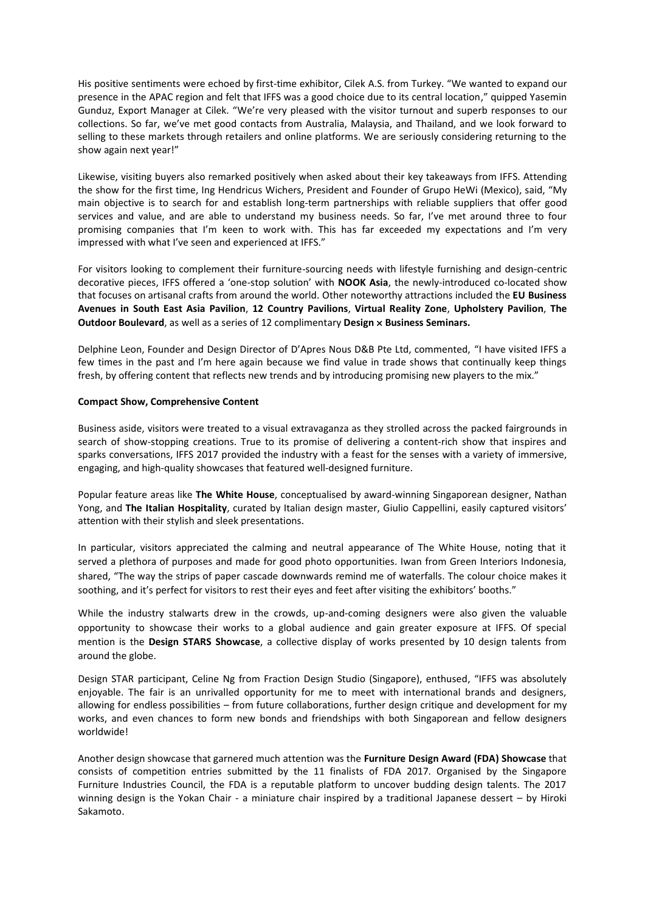His positive sentiments were echoed by first-time exhibitor, Cilek A.S. from Turkey. "We wanted to expand our presence in the APAC region and felt that IFFS was a good choice due to its central location," quipped Yasemin Gunduz, Export Manager at Cilek. "We're very pleased with the visitor turnout and superb responses to our collections. So far, we've met good contacts from Australia, Malaysia, and Thailand, and we look forward to selling to these markets through retailers and online platforms. We are seriously considering returning to the show again next year!"

Likewise, visiting buyers also remarked positively when asked about their key takeaways from IFFS. Attending the show for the first time, Ing Hendricus Wichers, President and Founder of Grupo HeWi (Mexico), said, "My main objective is to search for and establish long-term partnerships with reliable suppliers that offer good services and value, and are able to understand my business needs. So far, I've met around three to four promising companies that I'm keen to work with. This has far exceeded my expectations and I'm very impressed with what I've seen and experienced at IFFS."

For visitors looking to complement their furniture-sourcing needs with lifestyle furnishing and design-centric decorative pieces, IFFS offered a 'one-stop solution' with **NOOK Asia**, the newly-introduced co-located show that focuses on artisanal crafts from around the world. Other noteworthy attractions included the **EU Business Avenues in South East Asia Pavilion**, **12 Country Pavilions**, **Virtual Reality Zone**, **Upholstery Pavilion**, **The Outdoor Boulevard**, as well as a series of 12 complimentary **Design × Business Seminars.**

Delphine Leon, Founder and Design Director of D'Apres Nous D&B Pte Ltd, commented, "I have visited IFFS a few times in the past and I'm here again because we find value in trade shows that continually keep things fresh, by offering content that reflects new trends and by introducing promising new players to the mix."

**Compact Show, Comprehensive Content**

Business aside, visitors were treated to a visual extravaganza as they strolled across the packed fairgrounds in search of show-stopping creations. True to its promise of delivering a content-rich show that inspires and sparks conversations, IFFS 2017 provided the industry with a feast for the senses with a variety of immersive, engaging, and high-quality showcases that featured well-designed furniture.

Popular feature areas like **The White House**, conceptualised by award-winning Singaporean designer, Nathan Yong, and **The Italian Hospitality**, curated by Italian design master, Giulio Cappellini, easily captured visitors' attention with their stylish and sleek presentations.

In particular, visitors appreciated the calming and neutral appearance of The White House, noting that it served a plethora of purposes and made for good photo opportunities. Iwan from Green Interiors Indonesia, shared, "The way the strips of paper cascade downwards remind me of waterfalls. The colour choice makes it soothing, and it's perfect for visitors to rest their eyes and feet after visiting the exhibitors' booths."

While the industry stalwarts drew in the crowds, up-and-coming designers were also given the valuable opportunity to showcase their works to a global audience and gain greater exposure at IFFS. Of special mention is the **Design STARS Showcase**, a collective display of works presented by 10 design talents from around the globe.

Design STAR participant, Celine Ng from Fraction Design Studio (Singapore), enthused, "IFFS was absolutely enjoyable. The fair is an unrivalled opportunity for me to meet with international brands and designers, allowing for endless possibilities – from future collaborations, further design critique and development for my works, and even chances to form new bonds and friendships with both Singaporean and fellow designers worldwide!

Another design showcase that garnered much attention was the **Furniture Design Award (FDA) Showcase** that consists of competition entries submitted by the 11 finalists of FDA 2017. Organised by the Singapore Furniture Industries Council, the FDA is a reputable platform to uncover budding design talents. The 2017 winning design is the Yokan Chair - a miniature chair inspired by a traditional Japanese dessert – by Hiroki Sakamoto.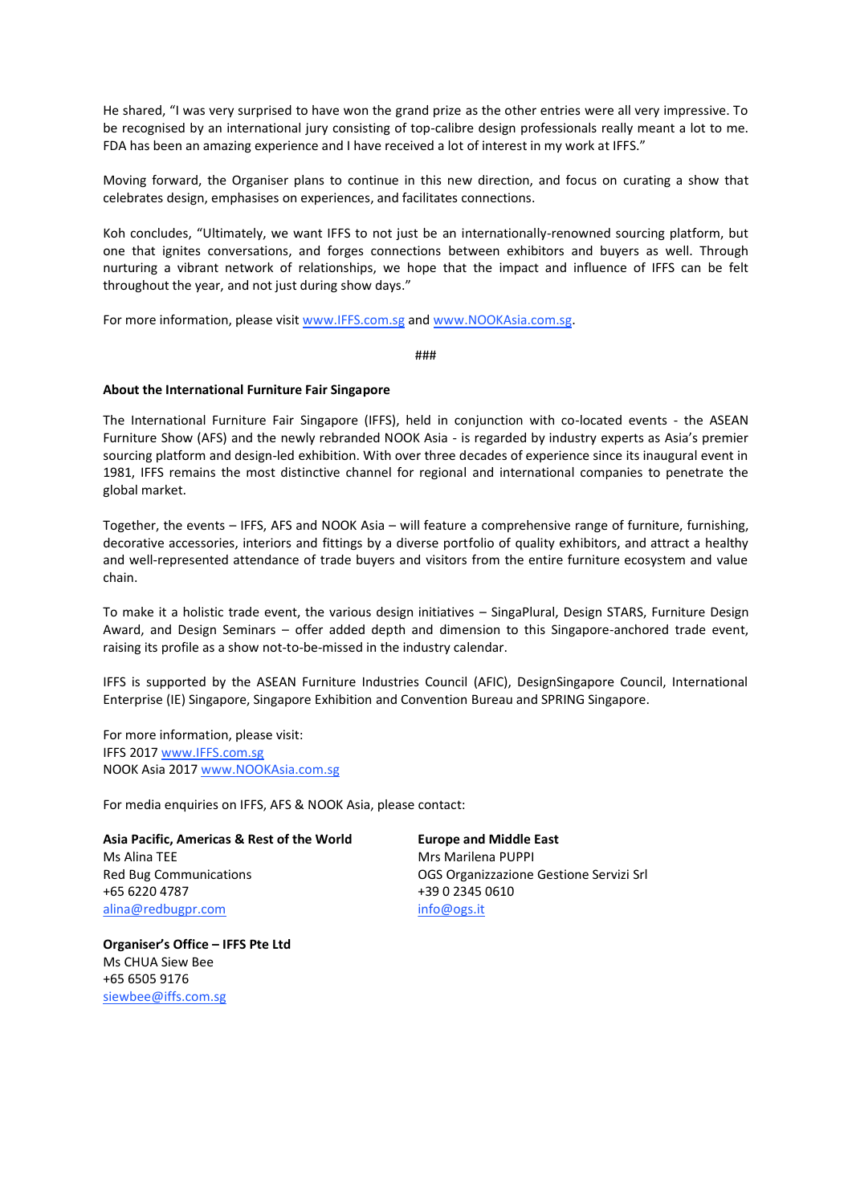He shared, "I was very surprised to have won the grand prize as the other entries were all very impressive. To be recognised by an international jury consisting of top-calibre design professionals really meant a lot to me. FDA has been an amazing experience and I have received a lot of interest in my work at IFFS."

Moving forward, the Organiser plans to continue in this new direction, and focus on curating a show that celebrates design, emphasises on experiences, and facilitates connections.

Koh concludes, "Ultimately, we want IFFS to not just be an internationally-renowned sourcing platform, but one that ignites conversations, and forges connections between exhibitors and buyers as well. Through nurturing a vibrant network of relationships, we hope that the impact and influence of IFFS can be felt throughout the year, and not just during show days."

For more information, please visit www.IFFS.com.sg and www.NOOKAsia.com.sg.

###

**About the International Furniture Fair Singapore**

The International Furniture Fair Singapore (IFFS), held in conjunction with co-located events - the ASEAN Furniture Show (AFS) and the newly rebranded NOOK Asia - is regarded by industry experts as Asia's premier sourcing platform and design-led exhibition. With over three decades of experience since its inaugural event in 1981, IFFS remains the most distinctive channel for regional and international companies to penetrate the global market.

Together, the events – IFFS, AFS and NOOK Asia – will feature a comprehensive range of furniture, furnishing, decorative accessories, interiors and fittings by a diverse portfolio of quality exhibitors, and attract a healthy and well-represented attendance of trade buyers and visitors from the entire furniture ecosystem and value chain.

To make it a holistic trade event, the various design initiatives – SingaPlural, Design STARS, Furniture Design Award, and Design Seminars – offer added depth and dimension to this Singapore-anchored trade event, raising its profile as a show not-to-be-missed in the industry calendar.

IFFS is supported by the ASEAN Furniture Industries Council (AFIC), DesignSingapore Council, International Enterprise (IE) Singapore, Singapore Exhibition and Convention Bureau and SPRING Singapore.

For more information, please visit:
IFFS 2017 www.IFFS.com.sg
NOOK Asia 2017 www.NOOKAsia.com.sg

For media enquiries on IFFS, AFS & NOOK Asia, please contact:

**Asia Pacific, Americas & Rest of the World**
Ms Alina TEE
Red Bug Communications
+65 6220 4787
alina@redbugpr.com

**Europe and Middle East**
Mrs Marilena PUPPI
OGS Organizzazione Gestione Servizi Srl
+39 0 2345 0610
info@ogs.it

**Organiser's Office – IFFS Pte Ltd**
Ms CHUA Siew Bee
+65 6505 9176
siewbee@iffs.com.sg